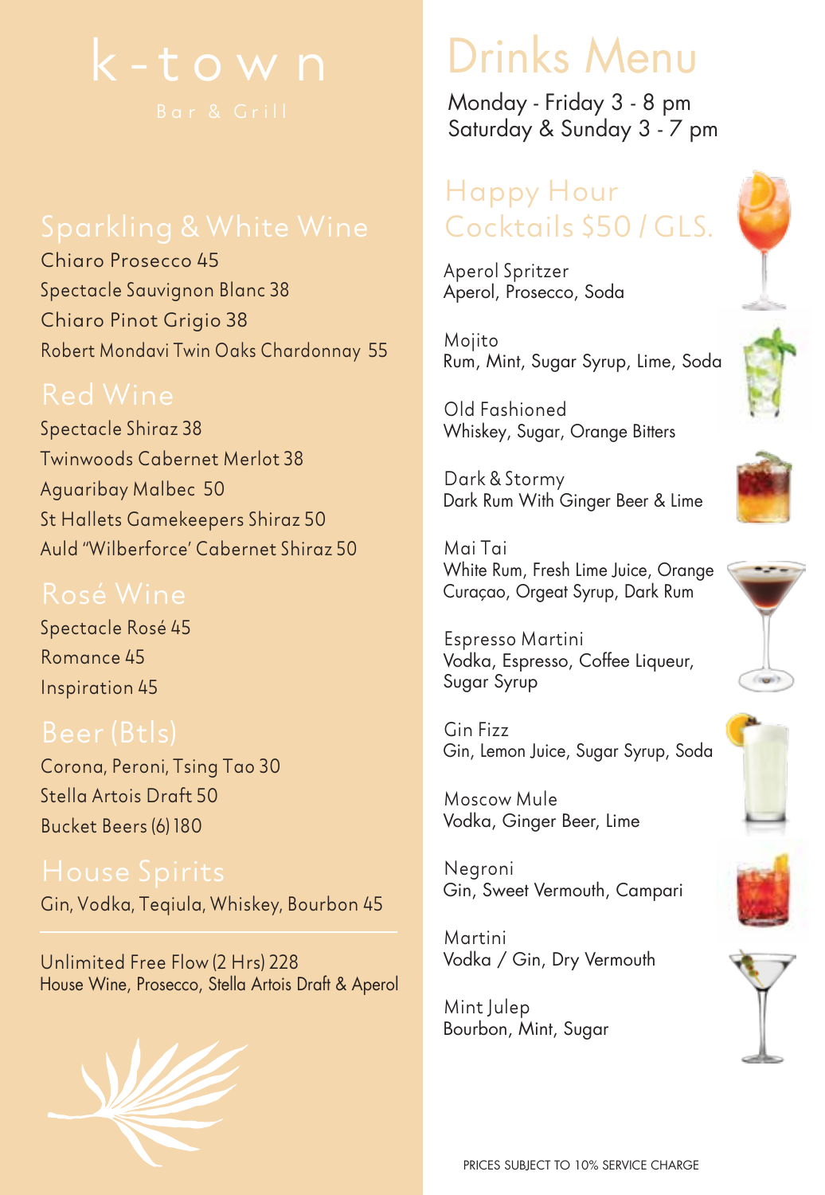# k-town

Bar & Grill

## Sparkling & White Wine

Chiaro Prosecco 45
Spectacle Sauvignon Blanc 38
Chiaro Pinot Grigio 38
Robert Mondavi Twin Oaks Chardonnay 55

## Red Wine

Spectacle Shiraz 38
Twinwoods Cabernet Merlot 38
Aguaribay Malbec 50
St Hallets Gamekeepers Shiraz 50
Auld "Wilberforce' Cabernet Shiraz 50

## Rosé Wine

Spectacle Rosé 45
Romance 45
Inspiration 45

## Beer (Btls)

Corona, Peroni, Tsing Tao 30
Stella Artois Draft 50
Bucket Beers (6) 180

## House Spirits

Gin, Vodka, Teqiula, Whiskey, Bourbon 45

---

Unlimited Free Flow (2 Hrs) 228
House Wine, Prosecco, Stella Artois Draft & Aperol

# Drinks Menu

Monday - Friday 3 - 8 pm
Saturday & Sunday 3 - 7 pm

## Happy Hour Cocktails $50 / GLS.

Aperol Spritzer
Aperol, Prosecco, Soda

Mojito
Rum, Mint, Sugar Syrup, Lime, Soda

Old Fashioned
Whiskey, Sugar, Orange Bitters

Dark & Stormy
Dark Rum With Ginger Beer & Lime

Mai Tai
White Rum, Fresh Lime Juice, Orange Curaçao, Orgeat Syrup, Dark Rum

Espresso Martini
Vodka, Espresso, Coffee Liqueur, Sugar Syrup

Gin Fizz
Gin, Lemon Juice, Sugar Syrup, Soda

Moscow Mule
Vodka, Ginger Beer, Lime

Negroni
Gin, Sweet Vermouth, Campari

Martini
Vodka / Gin, Dry Vermouth

Mint Julep
Bourbon, Mint, Sugar

PRICES SUBJECT TO 10% SERVICE CHARGE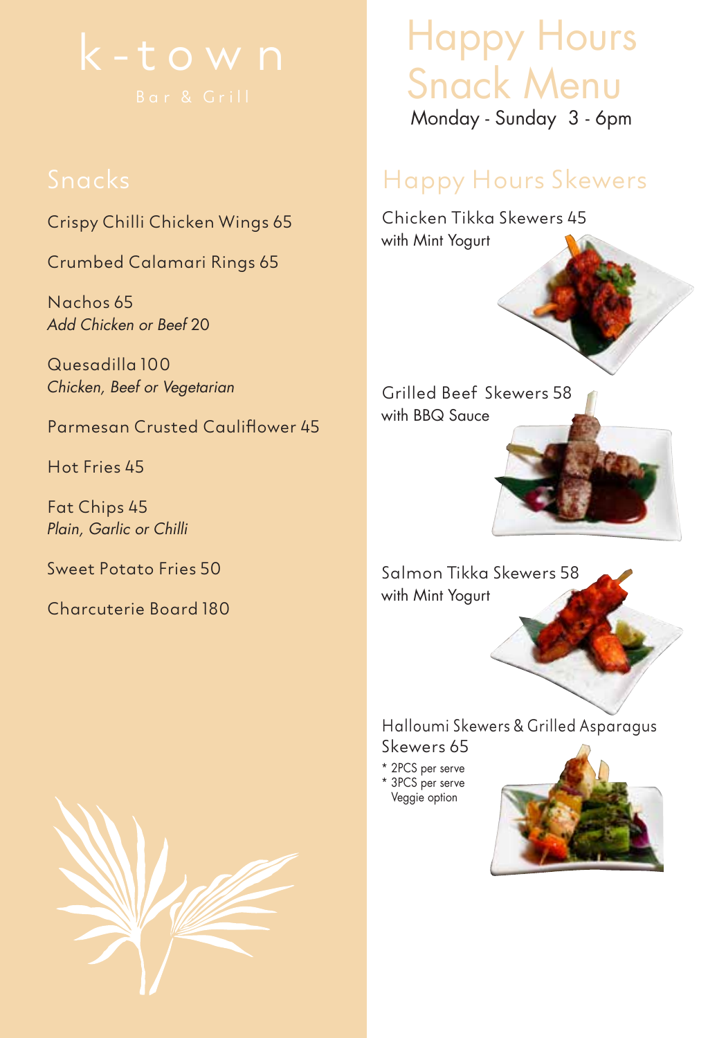# k-town

Bar & Grill

## Snacks

Crispy Chilli Chicken Wings 65

Crumbed Calamari Rings 65

Nachos 65
*Add Chicken or Beef* 20

Quesadilla 100
*Chicken, Beef or Vegetarian*

Parmesan Crusted Cauliflower 45

Hot Fries 45

Fat Chips 45
*Plain, Garlic or Chilli*

Sweet Potato Fries 50

Charcuterie Board 180

# Happy Hours Snack Menu

Monday - Sunday 3 - 6pm

## Happy Hours Skewers

Chicken Tikka Skewers 45
with Mint Yogurt

Grilled Beef Skewers 58
with BBQ Sauce

Salmon Tikka Skewers 58
with Mint Yogurt

Halloumi Skewers & Grilled Asparagus Skewers 65

* 2PCS per serve
* 3PCS per serve
  Veggie option